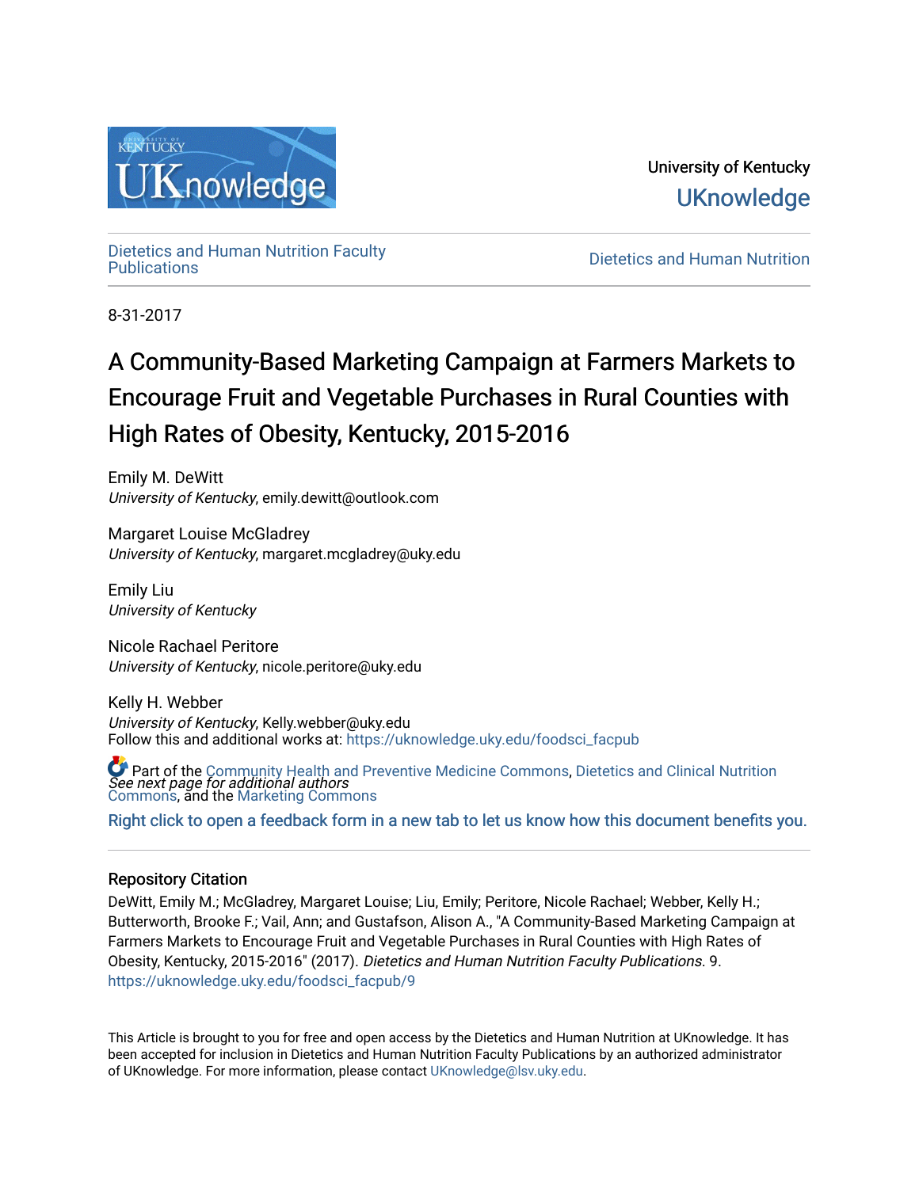University of Kentucky

UKnowledge

Dietetics and Human Nutrition Faculty Publications

Dietetics and Human Nutrition

8-31-2017

# A Community-Based Marketing Campaign at Farmers Markets to Encourage Fruit and Vegetable Purchases in Rural Counties with High Rates of Obesity, Kentucky, 2015-2016

Emily M. DeWitt
*University of Kentucky*, emily.dewitt@outlook.com

Margaret Louise McGladrey
*University of Kentucky*, margaret.mcgladrey@uky.edu

Emily Liu
*University of Kentucky*

Nicole Rachael Peritore
*University of Kentucky*, nicole.peritore@uky.edu

Kelly H. Webber
*University of Kentucky*, Kelly.webber@uky.edu

*See next page for additional authors*

Follow this and additional works at: https://uknowledge.uky.edu/foodsci_facpub

Part of the Community Health and Preventive Medicine Commons, Dietetics and Clinical Nutrition Commons, and the Marketing Commons

Right click to open a feedback form in a new tab to let us know how this document benefits you.

## Repository Citation

DeWitt, Emily M.; McGladrey, Margaret Louise; Liu, Emily; Peritore, Nicole Rachael; Webber, Kelly H.; Butterworth, Brooke F.; Vail, Ann; and Gustafson, Alison A., "A Community-Based Marketing Campaign at Farmers Markets to Encourage Fruit and Vegetable Purchases in Rural Counties with High Rates of Obesity, Kentucky, 2015-2016" (2017). *Dietetics and Human Nutrition Faculty Publications*. 9.
https://uknowledge.uky.edu/foodsci_facpub/9

This Article is brought to you for free and open access by the Dietetics and Human Nutrition at UKnowledge. It has been accepted for inclusion in Dietetics and Human Nutrition Faculty Publications by an authorized administrator of UKnowledge. For more information, please contact UKnowledge@lsv.uky.edu.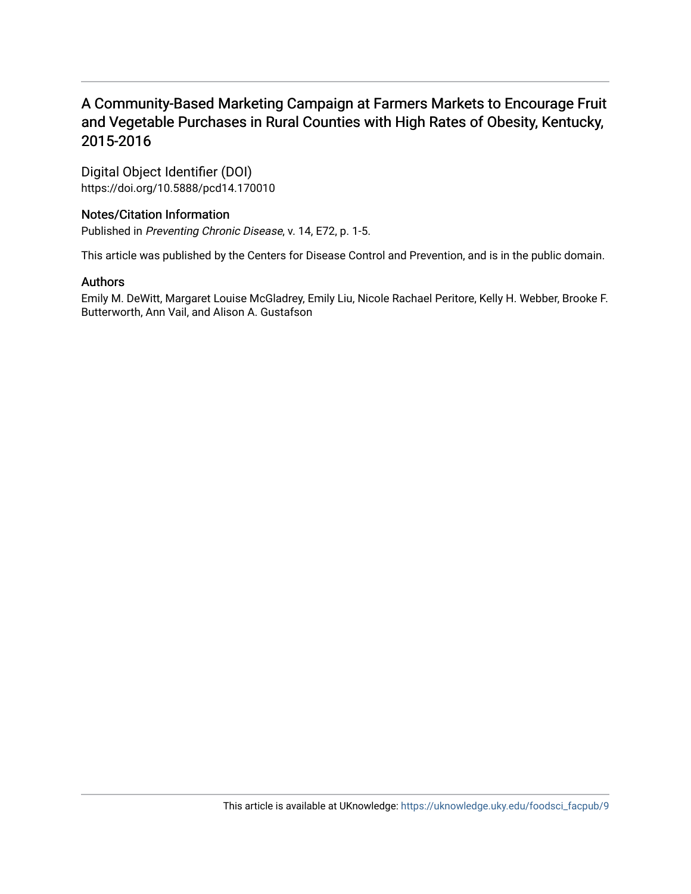# A Community-Based Marketing Campaign at Farmers Markets to Encourage Fruit and Vegetable Purchases in Rural Counties with High Rates of Obesity, Kentucky, 2015-2016

## Digital Object Identifier (DOI)

https://doi.org/10.5888/pcd14.170010

## Notes/Citation Information

Published in *Preventing Chronic Disease*, v. 14, E72, p. 1-5.

This article was published by the Centers for Disease Control and Prevention, and is in the public domain.

## Authors

Emily M. DeWitt, Margaret Louise McGladrey, Emily Liu, Nicole Rachael Peritore, Kelly H. Webber, Brooke F. Butterworth, Ann Vail, and Alison A. Gustafson

This article is available at UKnowledge: https://uknowledge.uky.edu/foodsci_facpub/9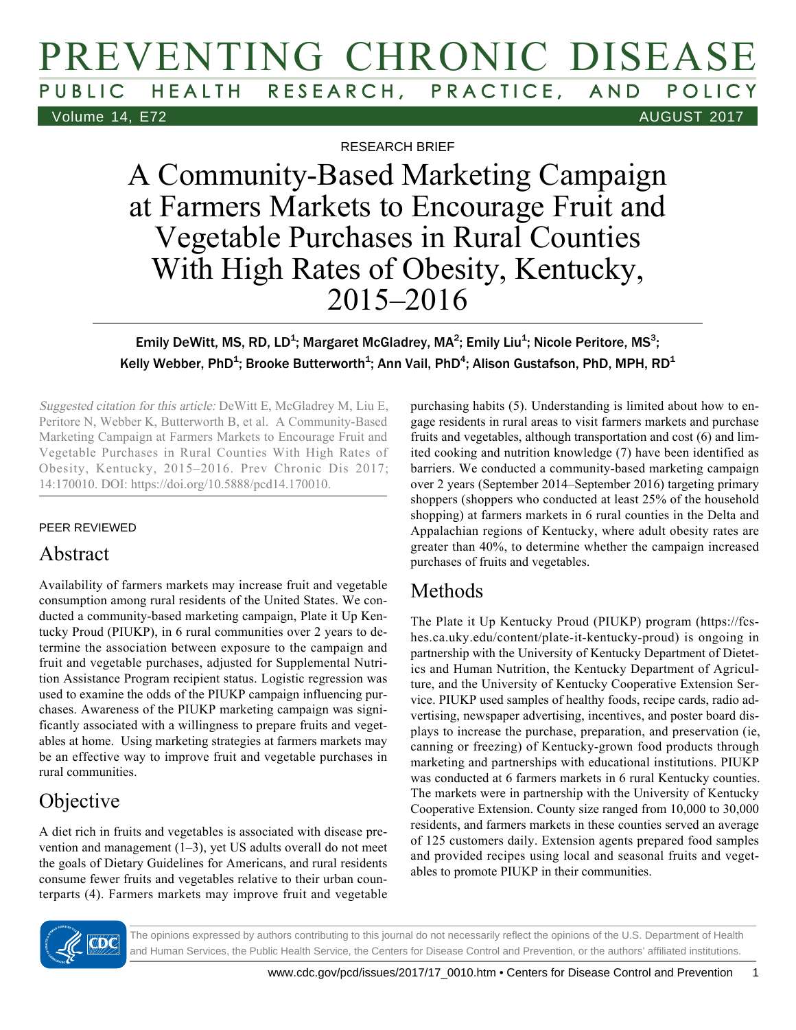RESEARCH BRIEF

# A Community-Based Marketing Campaign at Farmers Markets to Encourage Fruit and Vegetable Purchases in Rural Counties With High Rates of Obesity, Kentucky, 2015–2016

Emily DeWitt, MS, RD, LD[1]; Margaret McGladrey, MA[2]; Emily Liu[1]; Nicole Peritore, MS[3]; Kelly Webber, PhD[1]; Brooke Butterworth[1]; Ann Vail, PhD[4]; Alison Gustafson, PhD, MPH, RD[1]

*Suggested citation for this article:* DeWitt E, McGladrey M, Liu E, Peritore N, Webber K, Butterworth B, et al. A Community-Based Marketing Campaign at Farmers Markets to Encourage Fruit and Vegetable Purchases in Rural Counties With High Rates of Obesity, Kentucky, 2015–2016. Prev Chronic Dis 2017; 14:170010. DOI: https://doi.org/10.5888/pcd14.170010.

PEER REVIEWED

## Abstract

Availability of farmers markets may increase fruit and vegetable consumption among rural residents of the United States. We conducted a community-based marketing campaign, Plate it Up Kentucky Proud (PIUKP), in 6 rural communities over 2 years to determine the association between exposure to the campaign and fruit and vegetable purchases, adjusted for Supplemental Nutrition Assistance Program recipient status. Logistic regression was used to examine the odds of the PIUKP campaign influencing purchases. Awareness of the PIUKP marketing campaign was significantly associated with a willingness to prepare fruits and vegetables at home. Using marketing strategies at farmers markets may be an effective way to improve fruit and vegetable purchases in rural communities.

## Objective

A diet rich in fruits and vegetables is associated with disease prevention and management (1–3), yet US adults overall do not meet the goals of Dietary Guidelines for Americans, and rural residents consume fewer fruits and vegetables relative to their urban counterparts (4). Farmers markets may improve fruit and vegetable purchasing habits (5). Understanding is limited about how to engage residents in rural areas to visit farmers markets and purchase fruits and vegetables, although transportation and cost (6) and limited cooking and nutrition knowledge (7) have been identified as barriers. We conducted a community-based marketing campaign over 2 years (September 2014–September 2016) targeting primary shoppers (shoppers who conducted at least 25% of the household shopping) at farmers markets in 6 rural counties in the Delta and Appalachian regions of Kentucky, where adult obesity rates are greater than 40%, to determine whether the campaign increased purchases of fruits and vegetables.

## Methods

The Plate it Up Kentucky Proud (PIUKP) program (https://fcs-hes.ca.uky.edu/content/plate-it-kentucky-proud) is ongoing in partnership with the University of Kentucky Department of Dietetics and Human Nutrition, the Kentucky Department of Agriculture, and the University of Kentucky Cooperative Extension Service. PIUKP used samples of healthy foods, recipe cards, radio advertising, newspaper advertising, incentives, and poster board displays to increase the purchase, preparation, and preservation (ie, canning or freezing) of Kentucky-grown food products through marketing and partnerships with educational institutions. PIUKP was conducted at 6 farmers markets in 6 rural Kentucky counties. The markets were in partnership with the University of Kentucky Cooperative Extension. County size ranged from 10,000 to 30,000 residents, and farmers markets in these counties served an average of 125 customers daily. Extension agents prepared food samples and provided recipes using local and seasonal fruits and vegetables to promote PIUKP in their communities.

The opinions expressed by authors contributing to this journal do not necessarily reflect the opinions of the U.S. Department of Health and Human Services, the Public Health Service, the Centers for Disease Control and Prevention, or the authors' affiliated institutions.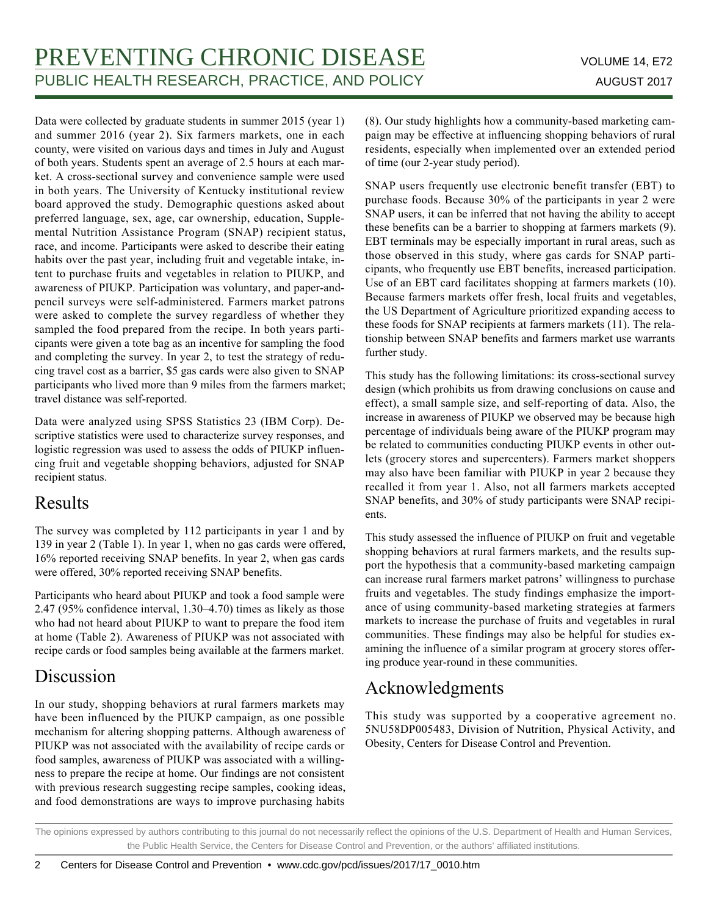Data were collected by graduate students in summer 2015 (year 1) and summer 2016 (year 2). Six farmers markets, one in each county, were visited on various days and times in July and August of both years. Students spent an average of 2.5 hours at each market. A cross-sectional survey and convenience sample were used in both years. The University of Kentucky institutional review board approved the study. Demographic questions asked about preferred language, sex, age, car ownership, education, Supplemental Nutrition Assistance Program (SNAP) recipient status, race, and income. Participants were asked to describe their eating habits over the past year, including fruit and vegetable intake, intent to purchase fruits and vegetables in relation to PIUKP, and awareness of PIUKP. Participation was voluntary, and paper-and-pencil surveys were self-administered. Farmers market patrons were asked to complete the survey regardless of whether they sampled the food prepared from the recipe. In both years participants were given a tote bag as an incentive for sampling the food and completing the survey. In year 2, to test the strategy of reducing travel cost as a barrier, $5 gas cards were also given to SNAP participants who lived more than 9 miles from the farmers market; travel distance was self-reported.

Data were analyzed using SPSS Statistics 23 (IBM Corp). Descriptive statistics were used to characterize survey responses, and logistic regression was used to assess the odds of PIUKP influencing fruit and vegetable shopping behaviors, adjusted for SNAP recipient status.

## Results

The survey was completed by 112 participants in year 1 and by 139 in year 2 (Table 1). In year 1, when no gas cards were offered, 16% reported receiving SNAP benefits. In year 2, when gas cards were offered, 30% reported receiving SNAP benefits.

Participants who heard about PIUKP and took a food sample were 2.47 (95% confidence interval, 1.30–4.70) times as likely as those who had not heard about PIUKP to want to prepare the food item at home (Table 2). Awareness of PIUKP was not associated with recipe cards or food samples being available at the farmers market.

## Discussion

In our study, shopping behaviors at rural farmers markets may have been influenced by the PIUKP campaign, as one possible mechanism for altering shopping patterns. Although awareness of PIUKP was not associated with the availability of recipe cards or food samples, awareness of PIUKP was associated with a willingness to prepare the recipe at home. Our findings are not consistent with previous research suggesting recipe samples, cooking ideas, and food demonstrations are ways to improve purchasing habits (8). Our study highlights how a community-based marketing campaign may be effective at influencing shopping behaviors of rural residents, especially when implemented over an extended period of time (our 2-year study period).

SNAP users frequently use electronic benefit transfer (EBT) to purchase foods. Because 30% of the participants in year 2 were SNAP users, it can be inferred that not having the ability to accept these benefits can be a barrier to shopping at farmers markets (9). EBT terminals may be especially important in rural areas, such as those observed in this study, where gas cards for SNAP participants, who frequently use EBT benefits, increased participation. Use of an EBT card facilitates shopping at farmers markets (10). Because farmers markets offer fresh, local fruits and vegetables, the US Department of Agriculture prioritized expanding access to these foods for SNAP recipients at farmers markets (11). The relationship between SNAP benefits and farmer market use warrants further study.

This study has the following limitations: its cross-sectional survey design (which prohibits us from drawing conclusions on cause and effect), a small sample size, and self-reporting of data. Also, the increase in awareness of PIUKP we observed may be because high percentage of individuals being aware of the PIUKP program may be related to communities conducting PIUKP events in other outlets (grocery stores and supercenters). Farmers market shoppers may also have been familiar with PIUKP in year 2 because they recalled it from year 1. Also, not all farmers markets accepted SNAP benefits, and 30% of study participants were SNAP recipients.

This study assessed the influence of PIUKP on fruit and vegetable shopping behaviors at rural farmers markets, and the results support the hypothesis that a community-based marketing campaign can increase rural farmers market patrons' willingness to purchase fruits and vegetables. The study findings emphasize the importance of using community-based marketing strategies at farmers markets to increase the purchase of fruits and vegetables in rural communities. These findings may also be helpful for studies examining the influence of a similar program at grocery stores offering produce year-round in these communities.

## Acknowledgments

This study was supported by a cooperative agreement no. 5NU58DP005483, Division of Nutrition, Physical Activity, and Obesity, Centers for Disease Control and Prevention.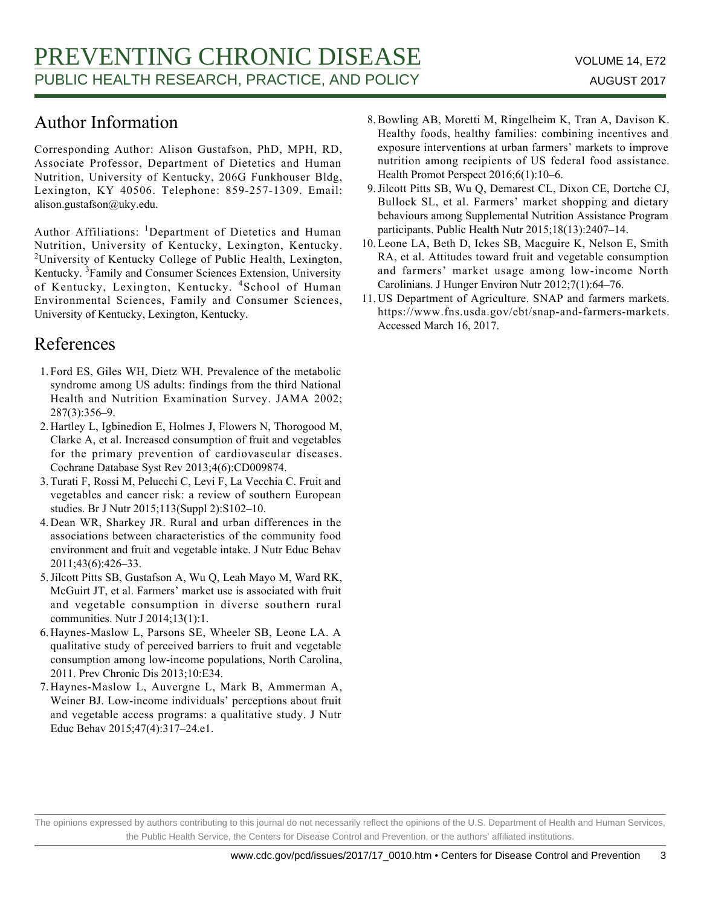## Author Information

Corresponding Author: Alison Gustafson, PhD, MPH, RD, Associate Professor, Department of Dietetics and Human Nutrition, University of Kentucky, 206G Funkhouser Bldg, Lexington, KY 40506. Telephone: 859-257-1309. Email: alison.gustafson@uky.edu.

Author Affiliations: [1]Department of Dietetics and Human Nutrition, University of Kentucky, Lexington, Kentucky. [2]University of Kentucky College of Public Health, Lexington, Kentucky. [3]Family and Consumer Sciences Extension, University of Kentucky, Lexington, Kentucky. [4]School of Human Environmental Sciences, Family and Consumer Sciences, University of Kentucky, Lexington, Kentucky.

## References

1. Ford ES, Giles WH, Dietz WH. Prevalence of the metabolic syndrome among US adults: findings from the third National Health and Nutrition Examination Survey. JAMA 2002; 287(3):356–9.
2. Hartley L, Igbinedion E, Holmes J, Flowers N, Thorogood M, Clarke A, et al. Increased consumption of fruit and vegetables for the primary prevention of cardiovascular diseases. Cochrane Database Syst Rev 2013;4(6):CD009874.
3. Turati F, Rossi M, Pelucchi C, Levi F, La Vecchia C. Fruit and vegetables and cancer risk: a review of southern European studies. Br J Nutr 2015;113(Suppl 2):S102–10.
4. Dean WR, Sharkey JR. Rural and urban differences in the associations between characteristics of the community food environment and fruit and vegetable intake. J Nutr Educ Behav 2011;43(6):426–33.
5. Jilcott Pitts SB, Gustafson A, Wu Q, Leah Mayo M, Ward RK, McGuirt JT, et al. Farmers' market use is associated with fruit and vegetable consumption in diverse southern rural communities. Nutr J 2014;13(1):1.
6. Haynes-Maslow L, Parsons SE, Wheeler SB, Leone LA. A qualitative study of perceived barriers to fruit and vegetable consumption among low-income populations, North Carolina, 2011. Prev Chronic Dis 2013;10:E34.
7. Haynes-Maslow L, Auvergne L, Mark B, Ammerman A, Weiner BJ. Low-income individuals' perceptions about fruit and vegetable access programs: a qualitative study. J Nutr Educ Behav 2015;47(4):317–24.e1.
8. Bowling AB, Moretti M, Ringelheim K, Tran A, Davison K. Healthy foods, healthy families: combining incentives and exposure interventions at urban farmers' markets to improve nutrition among recipients of US federal food assistance. Health Promot Perspect 2016;6(1):10–6.
9. Jilcott Pitts SB, Wu Q, Demarest CL, Dixon CE, Dortche CJ, Bullock SL, et al. Farmers' market shopping and dietary behaviours among Supplemental Nutrition Assistance Program participants. Public Health Nutr 2015;18(13):2407–14.
10. Leone LA, Beth D, Ickes SB, Macguire K, Nelson E, Smith RA, et al. Attitudes toward fruit and vegetable consumption and farmers' market usage among low-income North Carolinians. J Hunger Environ Nutr 2012;7(1):64–76.
11. US Department of Agriculture. SNAP and farmers markets. https://www.fns.usda.gov/ebt/snap-and-farmers-markets. Accessed March 16, 2017.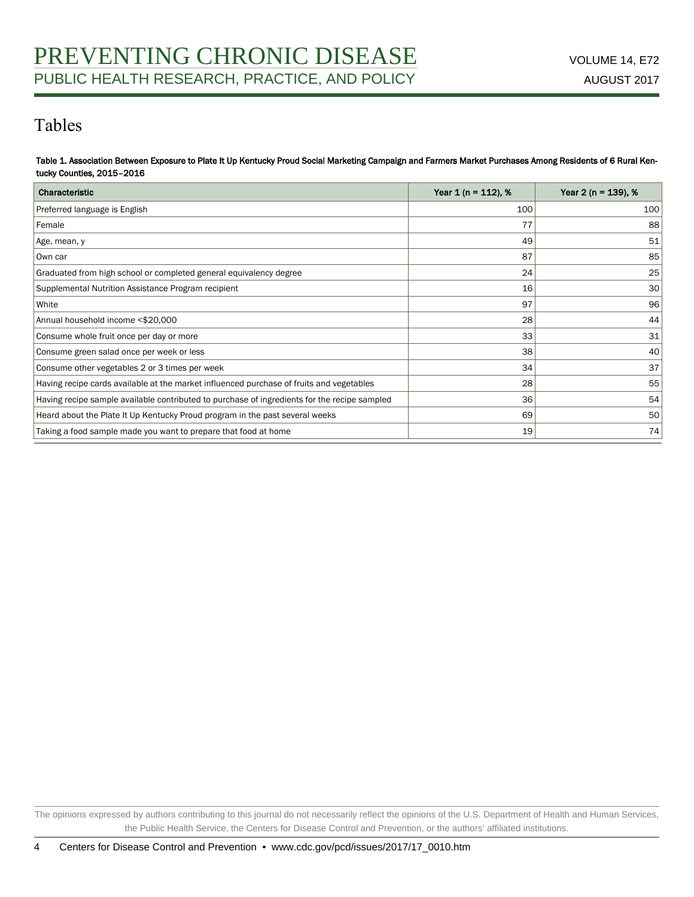# Tables

**Table 1. Association Between Exposure to Plate It Up Kentucky Proud Social Marketing Campaign and Farmers Market Purchases Among Residents of 6 Rural Kentucky Counties, 2015–2016**

| Characteristic | Year 1 (n = 112), % | Year 2 (n = 139), % |
|---|---|---|
| Preferred language is English | 100 | 100 |
| Female | 77 | 88 |
| Age, mean, y | 49 | 51 |
| Own car | 87 | 85 |
| Graduated from high school or completed general equivalency degree | 24 | 25 |
| Supplemental Nutrition Assistance Program recipient | 16 | 30 |
| White | 97 | 96 |
| Annual household income <$20,000 | 28 | 44 |
| Consume whole fruit once per day or more | 33 | 31 |
| Consume green salad once per week or less | 38 | 40 |
| Consume other vegetables 2 or 3 times per week | 34 | 37 |
| Having recipe cards available at the market influenced purchase of fruits and vegetables | 28 | 55 |
| Having recipe sample available contributed to purchase of ingredients for the recipe sampled | 36 | 54 |
| Heard about the Plate It Up Kentucky Proud program in the past several weeks | 69 | 50 |
| Taking a food sample made you want to prepare that food at home | 19 | 74 |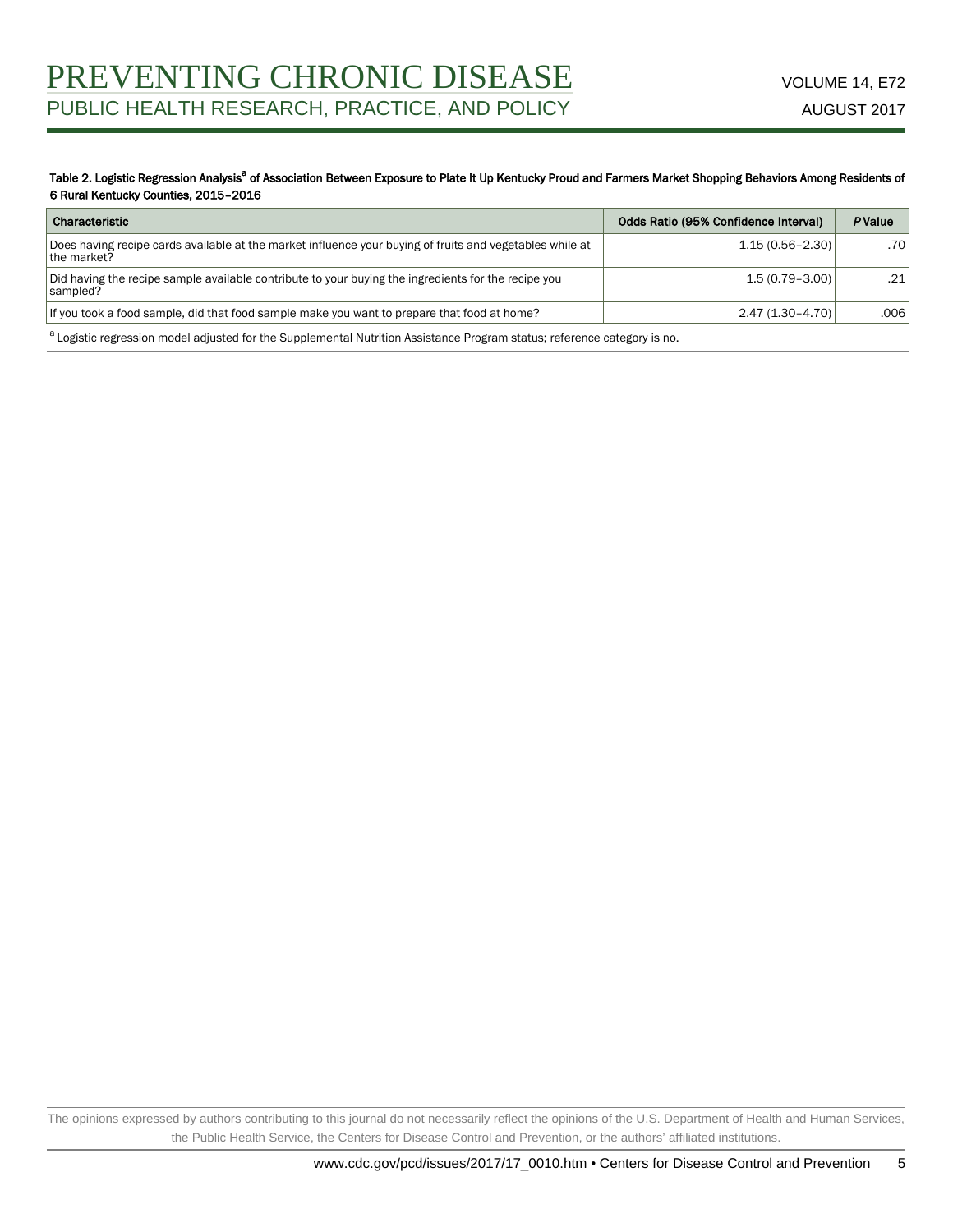Table 2. Logistic Regression Analysis[a] of Association Between Exposure to Plate It Up Kentucky Proud and Farmers Market Shopping Behaviors Among Residents of 6 Rural Kentucky Counties, 2015–2016

| Characteristic | Odds Ratio (95% Confidence Interval) | *P* Value |
|---|---|---|
| Does having recipe cards available at the market influence your buying of fruits and vegetables while at the market? | 1.15 (0.56–2.30) | .70 |
| Did having the recipe sample available contribute to your buying the ingredients for the recipe you sampled? | 1.5 (0.79–3.00) | .21 |
| If you took a food sample, did that food sample make you want to prepare that food at home? | 2.47 (1.30–4.70) | .006 |

[a] Logistic regression model adjusted for the Supplemental Nutrition Assistance Program status; reference category is no.